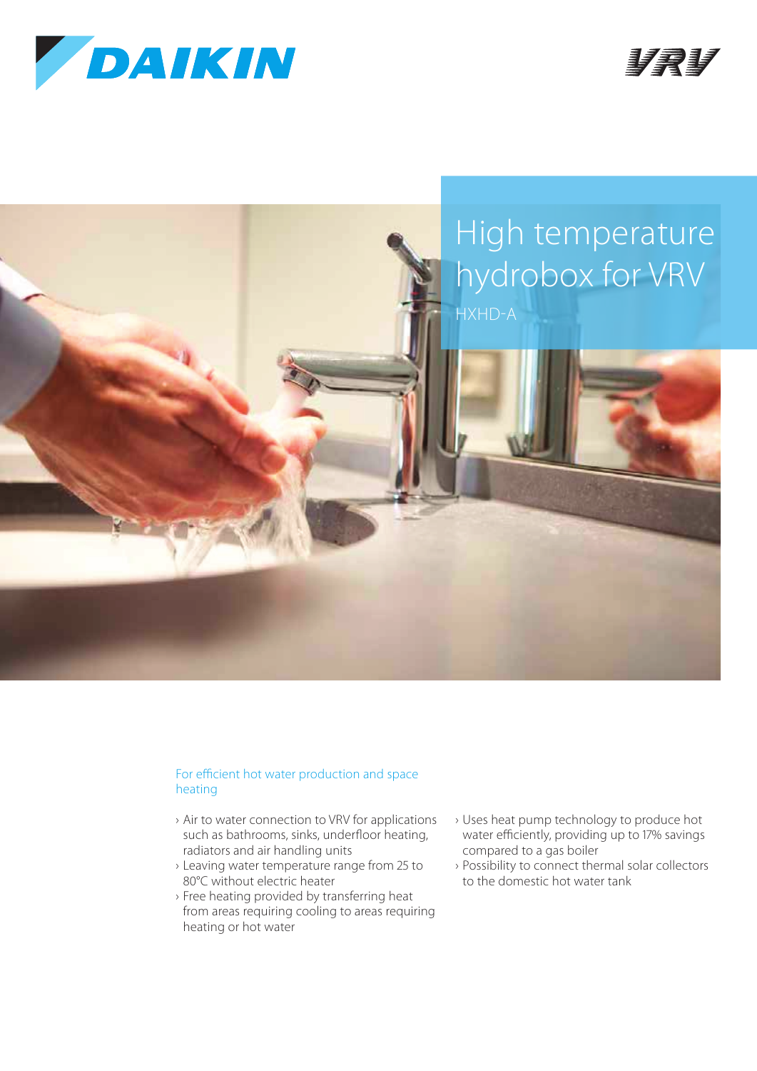# High temperature hydrobox for VRV

HXHD-A

## For efficient hot water production and space heating

- Air to water connection to VRV for applications such as bathrooms, sinks, underfloor heating, radiators and air handling units
- Leaving water temperature range from 25 to 80°C without electric heater
- Free heating provided by transferring heat from areas requiring cooling to areas requiring heating or hot water
- Uses heat pump technology to produce hot water efficiently, providing up to 17% savings compared to a gas boiler
- Possibility to connect thermal solar collectors to the domestic hot water tank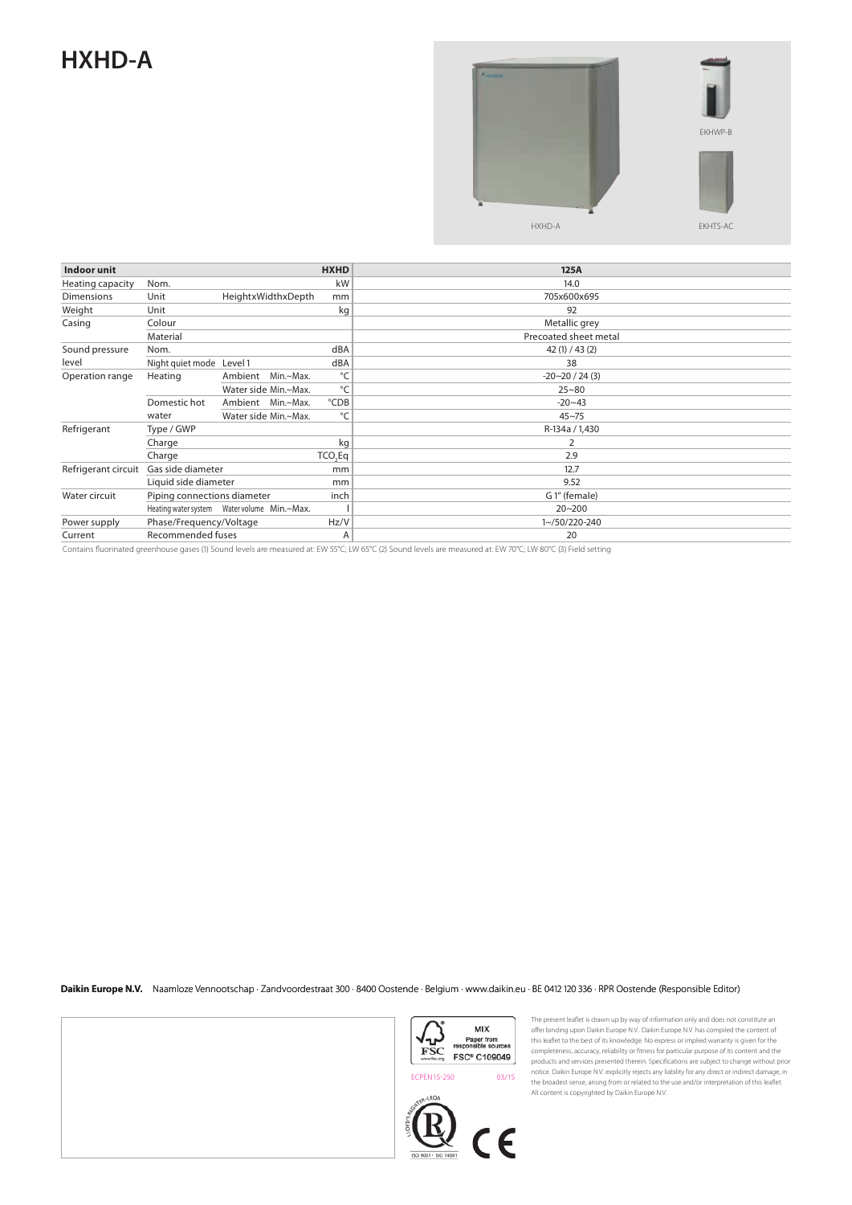# HXHD-A

EKHWP-B

HXHD-A

EKHTS-AC

| Indoor unit | | | HXHD | 125A |
|---|---|---|---|---|
| Heating capacity | Nom. | | kW | 14.0 |
| Dimensions | Unit | HeightxWidthxDepth | mm | 705x600x695 |
| Weight | Unit | | kg | 92 |
| Casing | Colour | | | Metallic grey |
| | Material | | | Precoated sheet metal |
| Sound pressure level | Nom. | | dBA | 42 (1) / 43 (2) |
| | Night quiet mode | Level 1 | dBA | 38 |
| Operation range | Heating | Ambient Min.~Max. | °C | -20~20 / 24 (3) |
| | | Water side Min.~Max. | °C | 25~80 |
| | Domestic hot water | Ambient Min.~Max. | °CDB | -20~43 |
| | | Water side Min.~Max. | °C | 45~75 |
| Refrigerant | Type / GWP | | | R-134a / 1,430 |
| | Charge | | kg | 2 |
| | Charge | | $TCO_2Eq$ | 2.9 |
| Refrigerant circuit | Gas side diameter | | mm | 12.7 |
| | Liquid side diameter | | mm | 9.52 |
| Water circuit | Piping connections diameter | | inch | G 1" (female) |
| | Heating water system | Water volume Min.~Max. | l | 20~200 |
| Power supply | Phase/Frequency/Voltage | | Hz/V | 1~/50/220-240 |
| Current | Recommended fuses | | A | 20 |

Contains fluorinated greenhouse gases (1) Sound levels are measured at: EW 55°C; LW 65°C (2) Sound levels are measured at: EW 70°C; LW 80°C (3) Field setting

**Daikin Europe N.V.** Naamloze Vennootschap · Zandvoordestraat 300 · 8400 Oostende · Belgium · www.daikin.eu · BE 0412 120 336 · RPR Oostende (Responsible Editor)

MIX Paper from responsible sources FSC® C109049

ECPEN15-250 03/15

The present leaflet is drawn up by way of information only and does not constitute an offer binding upon Daikin Europe N.V.. Daikin Europe N.V. has compiled the content of this leaflet to the best of its knowledge. No express or implied warranty is given for the completeness, accuracy, reliability or fitness for particular purpose of its content and the products and services presented therein. Specifications are subject to change without prior notice. Daikin Europe N.V. explicitly rejects any liability for any direct or indirect damage, in the broadest sense, arising from or related to the use and/or interpretation of this leaflet. All content is copyrighted by Daikin Europe N.V.